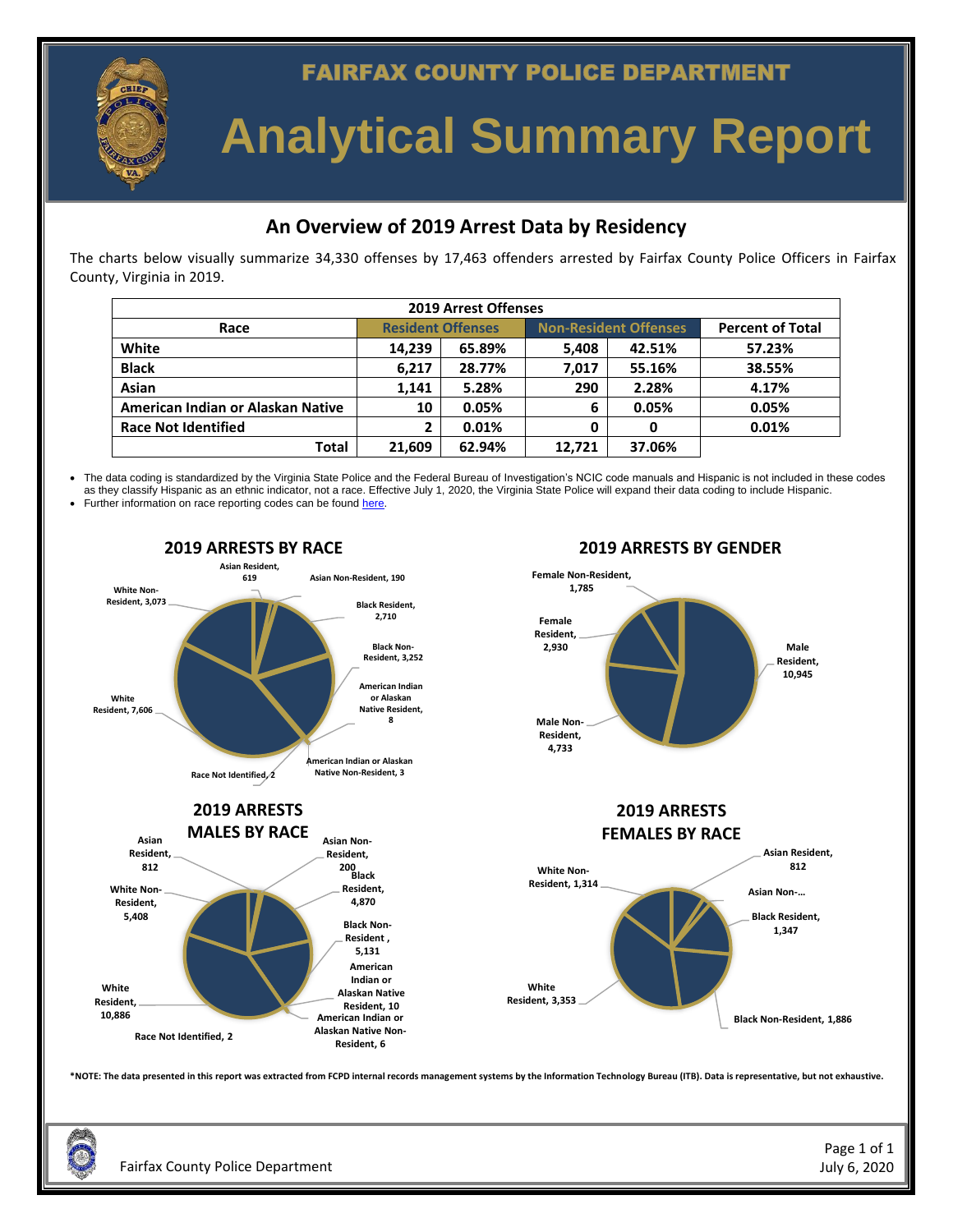# FAIRFAX COUNTY POLICE DEPARTMENT

# Analytical Summary Report

## An Overview of 2019 Arrest Data by Residency

The charts below visually summarize 34,330 offenses by 17,463 offenders arrested by Fairfax County Police Officers in Fairfax County, Virginia in 2019.

| 2019 Arrest Offenses | | | | | |
|---|---|---|---|---|---|
| Race | Resident Offenses | | Non-Resident Offenses | | Percent of Total |
| White | 14,239 | 65.89% | 5,408 | 42.51% | 57.23% |
| Black | 6,217 | 28.77% | 7,017 | 55.16% | 38.55% |
| Asian | 1,141 | 5.28% | 290 | 2.28% | 4.17% |
| American Indian or Alaskan Native | 10 | 0.05% | 6 | 0.05% | 0.05% |
| Race Not Identified | 2 | 0.01% | 0 | 0 | 0.01% |
| Total | 21,609 | 62.94% | 12,721 | 37.06% | |

- The data coding is standardized by the Virginia State Police and the Federal Bureau of Investigation's NCIC code manuals and Hispanic is not included in these codes as they classify Hispanic as an ethnic indicator, not a race. Effective July 1, 2020, the Virginia State Police will expand their data coding to include Hispanic.
- Further information on race reporting codes can be found here.

### 2019 ARRESTS BY RACE

Asian Resident, 619; Asian Non-Resident, 190; Black Resident, 2,710; Black Non-Resident, 3,252; American Indian or Alaskan Native Resident, 8; American Indian or Alaskan Native Non-Resident, 3; Race Not Identified, 2; White Resident, 7,606; White Non-Resident, 3,073

### 2019 ARRESTS BY GENDER

Female Non-Resident, 1,785; Female Resident, 2,930; Male Resident, 10,945; Male Non-Resident, 4,733

### 2019 ARRESTS MALES BY RACE

Asian Resident, 812; Asian Non-Resident, 200; Black Resident, 4,870; Black Non-Resident, 5,131; American Indian or Alaskan Native Resident, 10; American Indian or Alaskan Native Non-Resident, 6; Race Not Identified, 2; White Resident, 10,886; White Non-Resident, 5,408

### 2019 ARRESTS FEMALES BY RACE

Asian Resident, 812; Asian Non-...; Black Resident, 1,347; Black Non-Resident, 1,886; White Resident, 3,353; White Non-Resident, 1,314

**\*NOTE: The data presented in this report was extracted from FCPD internal records management systems by the Information Technology Bureau (ITB). Data is representative, but not exhaustive.**

Fairfax County Police Department

July 6, 2020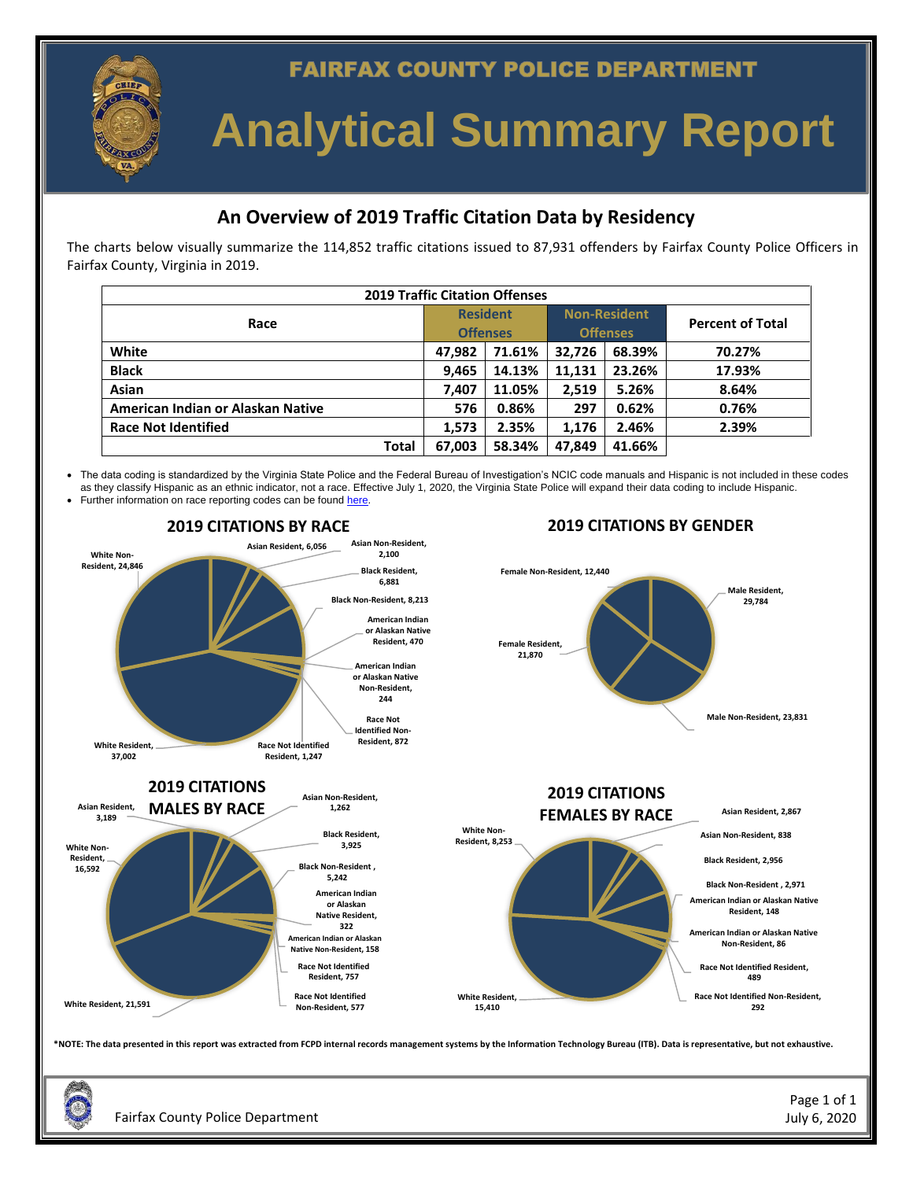FAIRFAX COUNTY POLICE DEPARTMENT

# Analytical Summary Report

## An Overview of 2019 Traffic Citation Data by Residency

The charts below visually summarize the 114,852 traffic citations issued to 87,931 offenders by Fairfax County Police Officers in Fairfax County, Virginia in 2019.

| 2019 Traffic Citation Offenses | | | | | |
|---|---|---|---|---|---|
| **Race** | **Resident Offenses** | | **Non-Resident Offenses** | | **Percent of Total** |
| **White** | 47,982 | 71.61% | 32,726 | 68.39% | 70.27% |
| **Black** | 9,465 | 14.13% | 11,131 | 23.26% | 17.93% |
| **Asian** | 7,407 | 11.05% | 2,519 | 5.26% | 8.64% |
| **American Indian or Alaskan Native** | 576 | 0.86% | 297 | 0.62% | 0.76% |
| **Race Not Identified** | 1,573 | 2.35% | 1,176 | 2.46% | 2.39% |
| **Total** | 67,003 | 58.34% | 47,849 | 41.66% | |

- The data coding is standardized by the Virginia State Police and the Federal Bureau of Investigation's NCIC code manuals and Hispanic is not included in these codes as they classify Hispanic as an ethnic indicator, not a race. Effective July 1, 2020, the Virginia State Police will expand their data coding to include Hispanic.
- Further information on race reporting codes can be found here.

### 2019 CITATIONS BY RACE

White Non-Resident, 24,846
Asian Resident, 6,056
Asian Non-Resident, 2,100
Black Resident, 6,881
Black Non-Resident, 8,213
American Indian or Alaskan Native Resident, 470
American Indian or Alaskan Native Non-Resident, 244
Race Not Identified Non-Resident, 872
Race Not Identified Resident, 1,247
White Resident, 37,002

### 2019 CITATIONS BY GENDER

Female Non-Resident, 12,440
Male Resident, 29,784
Female Resident, 21,870
Male Non-Resident, 23,831

### 2019 CITATIONS MALES BY RACE

Asian Resident, 3,189
Asian Non-Resident, 1,262
White Non-Resident, 16,592
Black Resident, 3,925
Black Non-Resident, 5,242
American Indian or Alaskan Native Resident, 322
American Indian or Alaskan Native Non-Resident, 158
Race Not Identified Resident, 757
Race Not Identified Non-Resident, 577
White Resident, 21,591

### 2019 CITATIONS FEMALES BY RACE

Asian Resident, 2,867
White Non-Resident, 8,253
Asian Non-Resident, 838
Black Resident, 2,956
Black Non-Resident, 2,971
American Indian or Alaskan Native Resident, 148
American Indian or Alaskan Native Non-Resident, 86
Race Not Identified Resident, 489
Race Not Identified Non-Resident, 292
White Resident, 15,410

**\*NOTE: The data presented in this report was extracted from FCPD internal records management systems by the Information Technology Bureau (ITB). Data is representative, but not exhaustive.**

Fairfax County Police Department

July 6, 2020